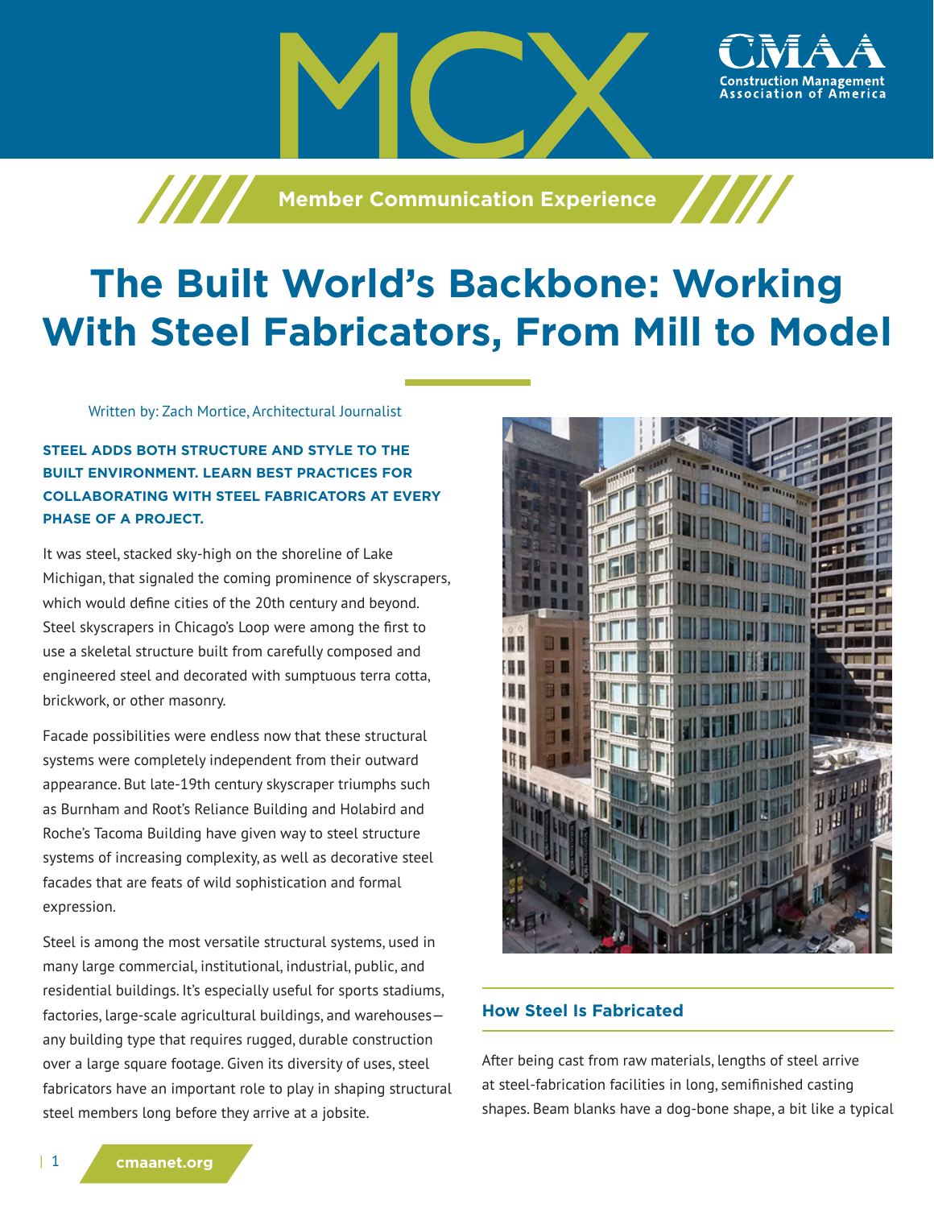MCX

CMAA Construction Management Association of America

Member Communication Experience

# The Built World's Backbone: Working With Steel Fabricators, From Mill to Model

Written by: Zach Mortice, Architectural Journalist

**STEEL ADDS BOTH STRUCTURE AND STYLE TO THE BUILT ENVIRONMENT. LEARN BEST PRACTICES FOR COLLABORATING WITH STEEL FABRICATORS AT EVERY PHASE OF A PROJECT.**

It was steel, stacked sky-high on the shoreline of Lake Michigan, that signaled the coming prominence of skyscrapers, which would define cities of the 20th century and beyond. Steel skyscrapers in Chicago's Loop were among the first to use a skeletal structure built from carefully composed and engineered steel and decorated with sumptuous terra cotta, brickwork, or other masonry.

Facade possibilities were endless now that these structural systems were completely independent from their outward appearance. But late-19th century skyscraper triumphs such as Burnham and Root's Reliance Building and Holabird and Roche's Tacoma Building have given way to steel structure systems of increasing complexity, as well as decorative steel facades that are feats of wild sophistication and formal expression.

Steel is among the most versatile structural systems, used in many large commercial, institutional, industrial, public, and residential buildings. It's especially useful for sports stadiums, factories, large-scale agricultural buildings, and warehouses—any building type that requires rugged, durable construction over a large square footage. Given its diversity of uses, steel fabricators have an important role to play in shaping structural steel members long before they arrive at a jobsite.

## How Steel Is Fabricated

After being cast from raw materials, lengths of steel arrive at steel-fabrication facilities in long, semifinished casting shapes. Beam blanks have a dog-bone shape, a bit like a typical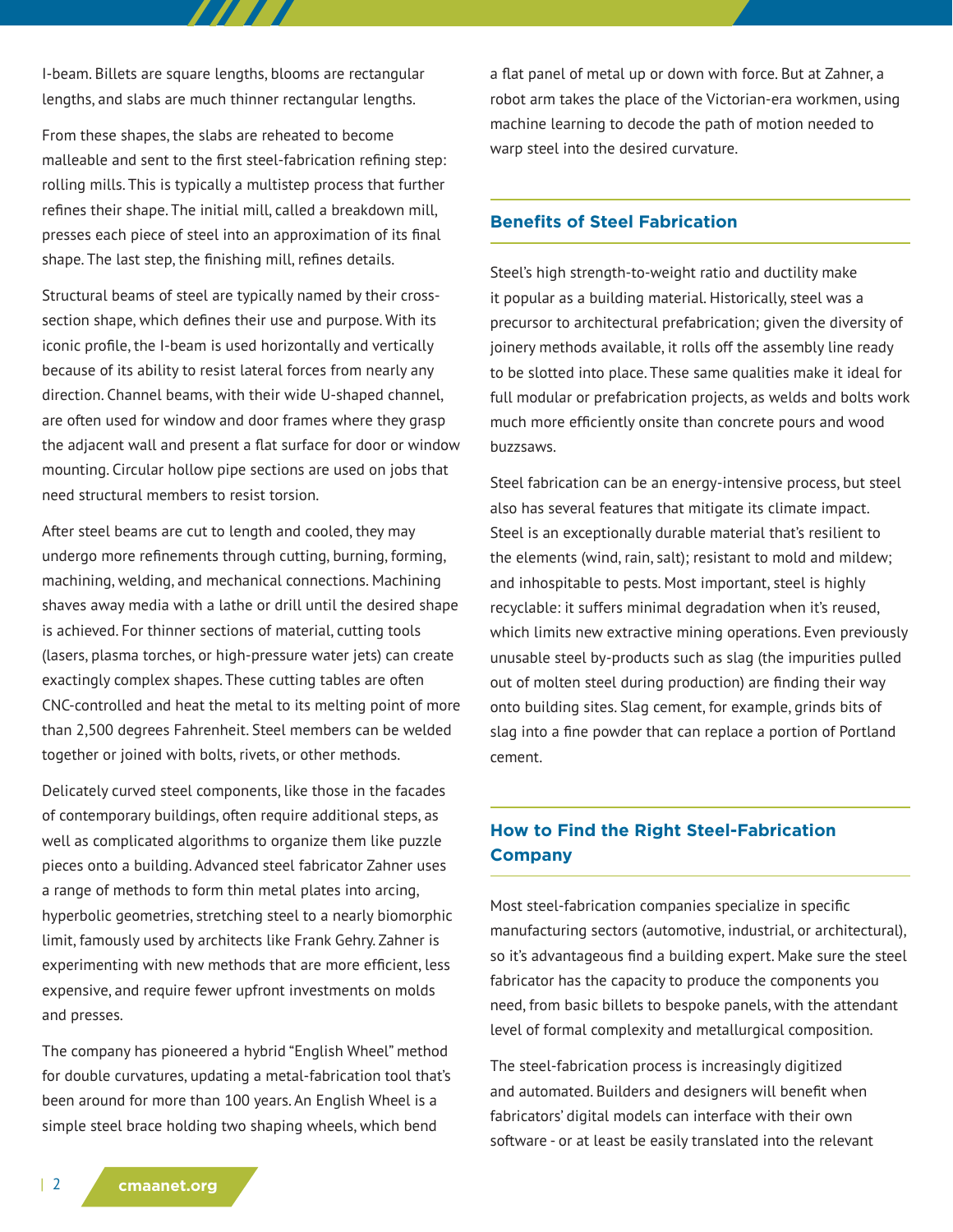I-beam. Billets are square lengths, blooms are rectangular lengths, and slabs are much thinner rectangular lengths.

From these shapes, the slabs are reheated to become malleable and sent to the first steel-fabrication refining step: rolling mills. This is typically a multistep process that further refines their shape. The initial mill, called a breakdown mill, presses each piece of steel into an approximation of its final shape. The last step, the finishing mill, refines details.

Structural beams of steel are typically named by their cross-section shape, which defines their use and purpose. With its iconic profile, the I-beam is used horizontally and vertically because of its ability to resist lateral forces from nearly any direction. Channel beams, with their wide U-shaped channel, are often used for window and door frames where they grasp the adjacent wall and present a flat surface for door or window mounting. Circular hollow pipe sections are used on jobs that need structural members to resist torsion.

After steel beams are cut to length and cooled, they may undergo more refinements through cutting, burning, forming, machining, welding, and mechanical connections. Machining shaves away media with a lathe or drill until the desired shape is achieved. For thinner sections of material, cutting tools (lasers, plasma torches, or high-pressure water jets) can create exactingly complex shapes. These cutting tables are often CNC-controlled and heat the metal to its melting point of more than 2,500 degrees Fahrenheit. Steel members can be welded together or joined with bolts, rivets, or other methods.

Delicately curved steel components, like those in the facades of contemporary buildings, often require additional steps, as well as complicated algorithms to organize them like puzzle pieces onto a building. Advanced steel fabricator Zahner uses a range of methods to form thin metal plates into arcing, hyperbolic geometries, stretching steel to a nearly biomorphic limit, famously used by architects like Frank Gehry. Zahner is experimenting with new methods that are more efficient, less expensive, and require fewer upfront investments on molds and presses.

The company has pioneered a hybrid "English Wheel" method for double curvatures, updating a metal-fabrication tool that's been around for more than 100 years. An English Wheel is a simple steel brace holding two shaping wheels, which bend a flat panel of metal up or down with force. But at Zahner, a robot arm takes the place of the Victorian-era workmen, using machine learning to decode the path of motion needed to warp steel into the desired curvature.

## Benefits of Steel Fabrication

Steel's high strength-to-weight ratio and ductility make it popular as a building material. Historically, steel was a precursor to architectural prefabrication; given the diversity of joinery methods available, it rolls off the assembly line ready to be slotted into place. These same qualities make it ideal for full modular or prefabrication projects, as welds and bolts work much more efficiently onsite than concrete pours and wood buzzsaws.

Steel fabrication can be an energy-intensive process, but steel also has several features that mitigate its climate impact. Steel is an exceptionally durable material that's resilient to the elements (wind, rain, salt); resistant to mold and mildew; and inhospitable to pests. Most important, steel is highly recyclable: it suffers minimal degradation when it's reused, which limits new extractive mining operations. Even previously unusable steel by-products such as slag (the impurities pulled out of molten steel during production) are finding their way onto building sites. Slag cement, for example, grinds bits of slag into a fine powder that can replace a portion of Portland cement.

## How to Find the Right Steel-Fabrication Company

Most steel-fabrication companies specialize in specific manufacturing sectors (automotive, industrial, or architectural), so it's advantageous find a building expert. Make sure the steel fabricator has the capacity to produce the components you need, from basic billets to bespoke panels, with the attendant level of formal complexity and metallurgical composition.

The steel-fabrication process is increasingly digitized and automated. Builders and designers will benefit when fabricators' digital models can interface with their own software - or at least be easily translated into the relevant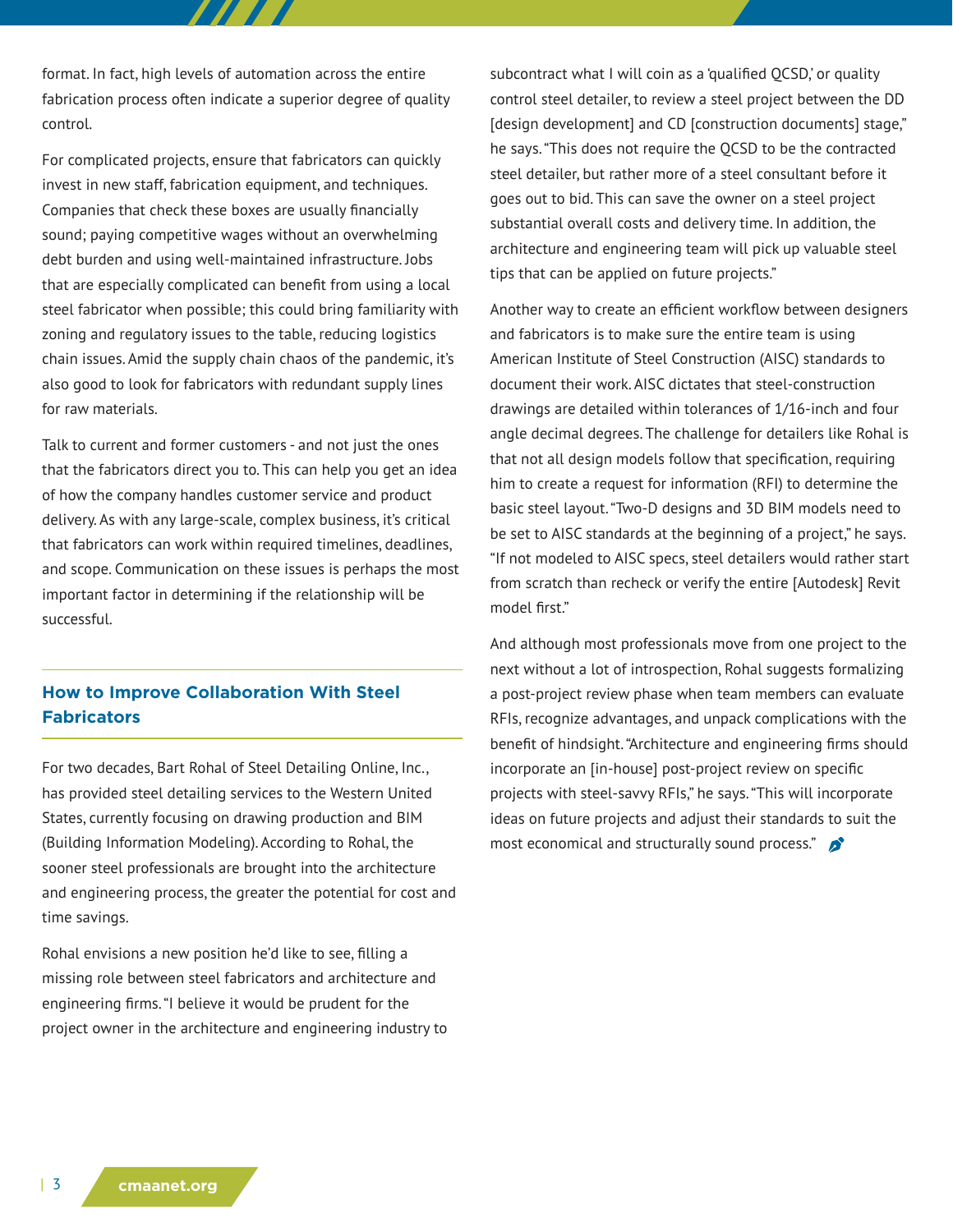format. In fact, high levels of automation across the entire fabrication process often indicate a superior degree of quality control.

For complicated projects, ensure that fabricators can quickly invest in new staff, fabrication equipment, and techniques. Companies that check these boxes are usually financially sound; paying competitive wages without an overwhelming debt burden and using well-maintained infrastructure. Jobs that are especially complicated can benefit from using a local steel fabricator when possible; this could bring familiarity with zoning and regulatory issues to the table, reducing logistics chain issues. Amid the supply chain chaos of the pandemic, it's also good to look for fabricators with redundant supply lines for raw materials.

Talk to current and former customers - and not just the ones that the fabricators direct you to. This can help you get an idea of how the company handles customer service and product delivery. As with any large-scale, complex business, it's critical that fabricators can work within required timelines, deadlines, and scope. Communication on these issues is perhaps the most important factor in determining if the relationship will be successful.

## How to Improve Collaboration With Steel Fabricators

For two decades, Bart Rohal of Steel Detailing Online, Inc., has provided steel detailing services to the Western United States, currently focusing on drawing production and BIM (Building Information Modeling). According to Rohal, the sooner steel professionals are brought into the architecture and engineering process, the greater the potential for cost and time savings.

Rohal envisions a new position he'd like to see, filling a missing role between steel fabricators and architecture and engineering firms. "I believe it would be prudent for the project owner in the architecture and engineering industry to subcontract what I will coin as a 'qualified QCSD,' or quality control steel detailer, to review a steel project between the DD [design development] and CD [construction documents] stage," he says. "This does not require the QCSD to be the contracted steel detailer, but rather more of a steel consultant before it goes out to bid. This can save the owner on a steel project substantial overall costs and delivery time. In addition, the architecture and engineering team will pick up valuable steel tips that can be applied on future projects."

Another way to create an efficient workflow between designers and fabricators is to make sure the entire team is using American Institute of Steel Construction (AISC) standards to document their work. AISC dictates that steel-construction drawings are detailed within tolerances of 1/16-inch and four angle decimal degrees. The challenge for detailers like Rohal is that not all design models follow that specification, requiring him to create a request for information (RFI) to determine the basic steel layout. "Two-D designs and 3D BIM models need to be set to AISC standards at the beginning of a project," he says. "If not modeled to AISC specs, steel detailers would rather start from scratch than recheck or verify the entire [Autodesk] Revit model first."

And although most professionals move from one project to the next without a lot of introspection, Rohal suggests formalizing a post-project review phase when team members can evaluate RFIs, recognize advantages, and unpack complications with the benefit of hindsight. "Architecture and engineering firms should incorporate an [in-house] post-project review on specific projects with steel-savvy RFIs," he says. "This will incorporate ideas on future projects and adjust their standards to suit the most economical and structurally sound process."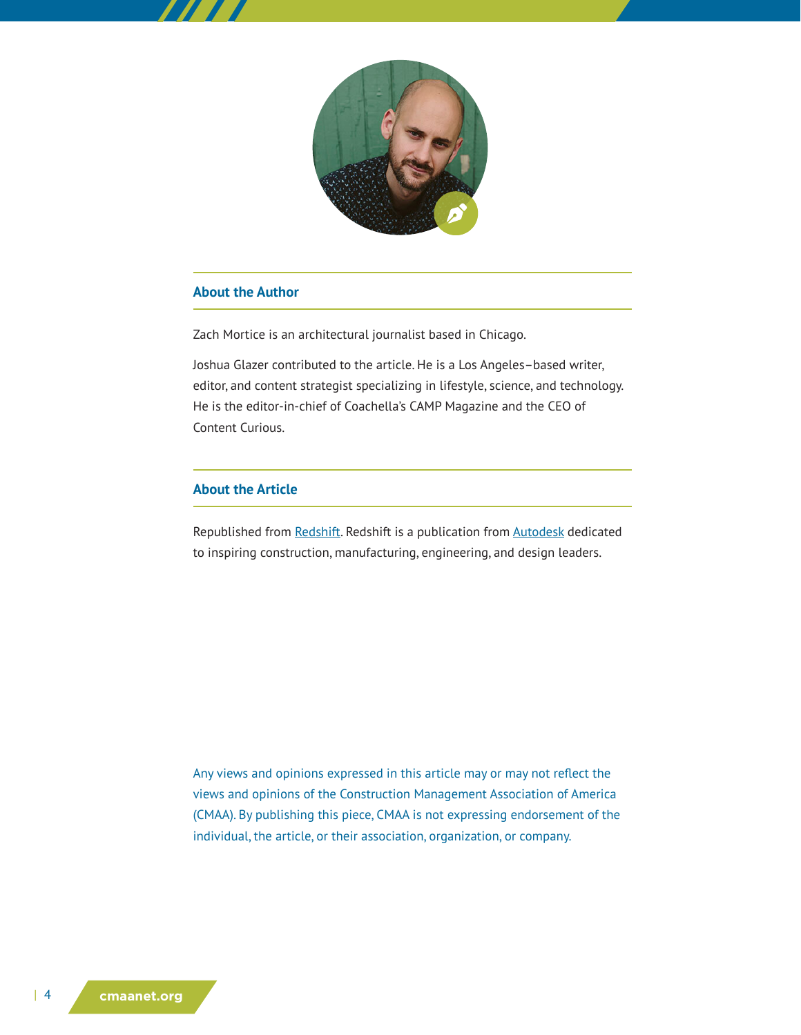## About the Author

Zach Mortice is an architectural journalist based in Chicago.

Joshua Glazer contributed to the article. He is a Los Angeles–based writer, editor, and content strategist specializing in lifestyle, science, and technology. He is the editor-in-chief of Coachella's CAMP Magazine and the CEO of Content Curious.

## About the Article

Republished from Redshift. Redshift is a publication from Autodesk dedicated to inspiring construction, manufacturing, engineering, and design leaders.

Any views and opinions expressed in this article may or may not reflect the views and opinions of the Construction Management Association of America (CMAA). By publishing this piece, CMAA is not expressing endorsement of the individual, the article, or their association, organization, or company.